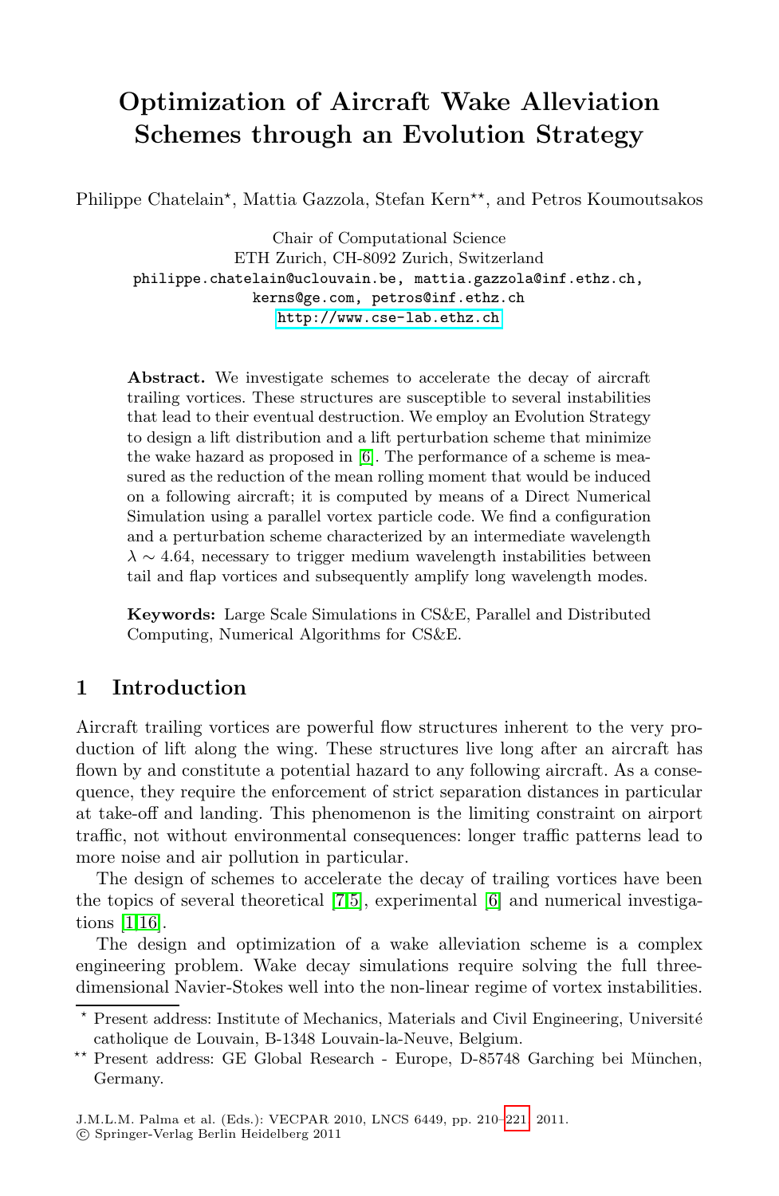# Optimization of Aircraft Wake Alleviation Schemes through an Evolution Strategy

Philippe Chatelain*, Mattia Gazzola, Stefan Kern**, and Petros Koumoutsakos

Chair of Computational Science
ETH Zurich, CH-8092 Zurich, Switzerland
philippe.chatelain@uclouvain.be, mattia.gazzola@inf.ethz.ch,
kerns@ge.com, petros@inf.ethz.ch
http://www.cse-lab.ethz.ch

**Abstract.** We investigate schemes to accelerate the decay of aircraft trailing vortices. These structures are susceptible to several instabilities that lead to their eventual destruction. We employ an Evolution Strategy to design a lift distribution and a lift perturbation scheme that minimize the wake hazard as proposed in [6]. The performance of a scheme is measured as the reduction of the mean rolling moment that would be induced on a following aircraft; it is computed by means of a Direct Numerical Simulation using a parallel vortex particle code. We find a configuration and a perturbation scheme characterized by an intermediate wavelength $\lambda \sim 4.64$, necessary to trigger medium wavelength instabilities between tail and flap vortices and subsequently amplify long wavelength modes.

**Keywords:** Large Scale Simulations in CS&E, Parallel and Distributed Computing, Numerical Algorithms for CS&E.

## 1 Introduction

Aircraft trailing vortices are powerful flow structures inherent to the very production of lift along the wing. These structures live long after an aircraft has flown by and constitute a potential hazard to any following aircraft. As a consequence, they require the enforcement of strict separation distances in particular at take-off and landing. This phenomenon is the limiting constraint on airport traffic, not without environmental consequences: longer traffic patterns lead to more noise and air pollution in particular.

The design of schemes to accelerate the decay of trailing vortices have been the topics of several theoretical [7,5], experimental [6] and numerical investigations [1,16].

The design and optimization of a wake alleviation scheme is a complex engineering problem. Wake decay simulations require solving the full three-dimensional Navier-Stokes well into the non-linear regime of vortex instabilities.

* Present address: Institute of Mechanics, Materials and Civil Engineering, Université catholique de Louvain, B-1348 Louvain-la-Neuve, Belgium.

** Present address: GE Global Research - Europe, D-85748 Garching bei München, Germany.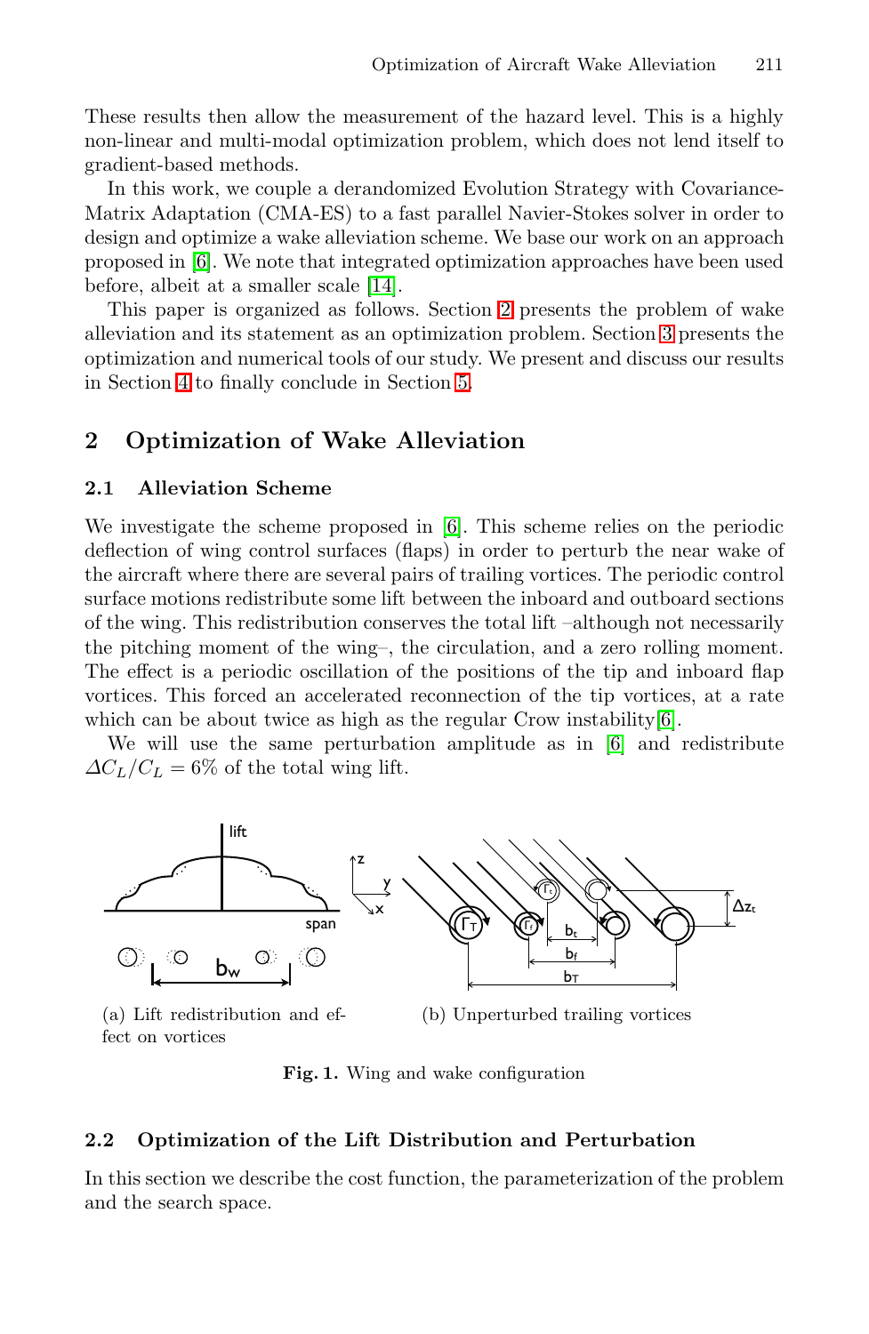These results then allow the measurement of the hazard level. This is a highly non-linear and multi-modal optimization problem, which does not lend itself to gradient-based methods.

In this work, we couple a derandomized Evolution Strategy with Covariance-Matrix Adaptation (CMA-ES) to a fast parallel Navier-Stokes solver in order to design and optimize a wake alleviation scheme. We base our work on an approach proposed in [6]. We note that integrated optimization approaches have been used before, albeit at a smaller scale [14].

This paper is organized as follows. Section 2 presents the problem of wake alleviation and its statement as an optimization problem. Section 3 presents the optimization and numerical tools of our study. We present and discuss our results in Section 4 to finally conclude in Section 5.

## 2 Optimization of Wake Alleviation

### 2.1 Alleviation Scheme

We investigate the scheme proposed in [6]. This scheme relies on the periodic deflection of wing control surfaces (flaps) in order to perturb the near wake of the aircraft where there are several pairs of trailing vortices. The periodic control surface motions redistribute some lift between the inboard and outboard sections of the wing. This redistribution conserves the total lift –although not necessarily the pitching moment of the wing–, the circulation, and a zero rolling moment. The effect is a periodic oscillation of the positions of the tip and inboard flap vortices. This forced an accelerated reconnection of the tip vortices, at a rate which can be about twice as high as the regular Crow instability [6].

We will use the same perturbation amplitude as in [6] and redistribute $\Delta C_L/C_L = 6\%$ of the total wing lift.

(a) Lift redistribution and effect on vortices

(b) Unperturbed trailing vortices

**Fig. 1.** Wing and wake configuration

### 2.2 Optimization of the Lift Distribution and Perturbation

In this section we describe the cost function, the parameterization of the problem and the search space.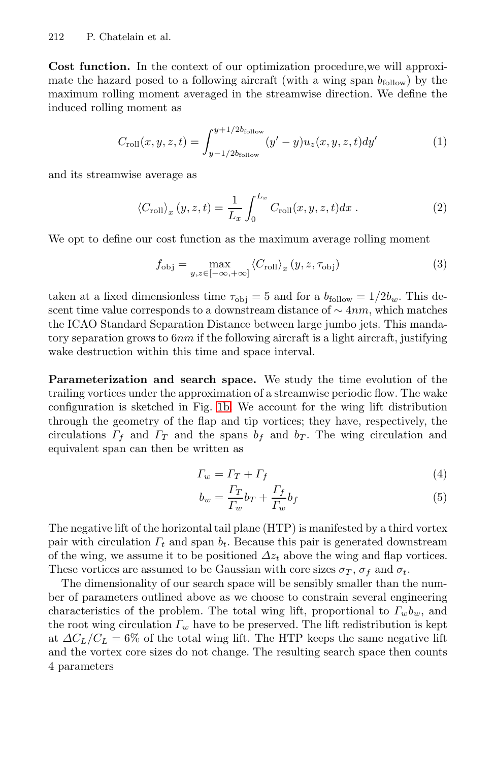**Cost function.** In the context of our optimization procedure,we will approximate the hazard posed to a following aircraft (with a wing span $b_{\text{follow}}$) by the maximum rolling moment averaged in the streamwise direction. We define the induced rolling moment as

$$C_{\text{roll}}(x, y, z, t) = \int_{y-1/2b_{\text{follow}}}^{y+1/2b_{\text{follow}}} (y' - y) u_z(x, y, z, t) dy' \tag{1}$$

and its streamwise average as

$$\langle C_{\text{roll}} \rangle_x (y, z, t) = \frac{1}{L_x} \int_0^{L_x} C_{\text{roll}}(x, y, z, t) dx \; . \tag{2}$$

We opt to define our cost function as the maximum average rolling moment

$$f_{\text{obj}} = \max_{y,z \in [-\infty, +\infty]} \langle C_{\text{roll}} \rangle_x (y, z, \tau_{\text{obj}}) \tag{3}$$

taken at a fixed dimensionless time $\tau_{\text{obj}} = 5$ and for a $b_{\text{follow}} = 1/2b_w$. This descent time value corresponds to a downstream distance of $\sim 4nm$, which matches the ICAO Standard Separation Distance between large jumbo jets. This mandatory separation grows to $6nm$ if the following aircraft is a light aircraft, justifying wake destruction within this time and space interval.

**Parameterization and search space.** We study the time evolution of the trailing vortices under the approximation of a streamwise periodic flow. The wake configuration is sketched in Fig. 1b. We account for the wing lift distribution through the geometry of the flap and tip vortices; they have, respectively, the circulations $\Gamma_f$ and $\Gamma_T$ and the spans $b_f$ and $b_T$. The wing circulation and equivalent span can then be written as

$$\Gamma_w = \Gamma_T + \Gamma_f \tag{4}$$

$$b_w = \frac{\Gamma_T}{\Gamma_w} b_T + \frac{\Gamma_f}{\Gamma_w} b_f \tag{5}$$

The negative lift of the horizontal tail plane (HTP) is manifested by a third vortex pair with circulation $\Gamma_t$ and span $b_t$. Because this pair is generated downstream of the wing, we assume it to be positioned $\Delta z_t$ above the wing and flap vortices. These vortices are assumed to be Gaussian with core sizes $\sigma_T$, $\sigma_f$ and $\sigma_t$.

The dimensionality of our search space will be sensibly smaller than the number of parameters outlined above as we choose to constrain several engineering characteristics of the problem. The total wing lift, proportional to $\Gamma_w b_w$, and the root wing circulation $\Gamma_w$ have to be preserved. The lift redistribution is kept at $\Delta C_L / C_L = 6\%$ of the total wing lift. The HTP keeps the same negative lift and the vortex core sizes do not change. The resulting search space then counts 4 parameters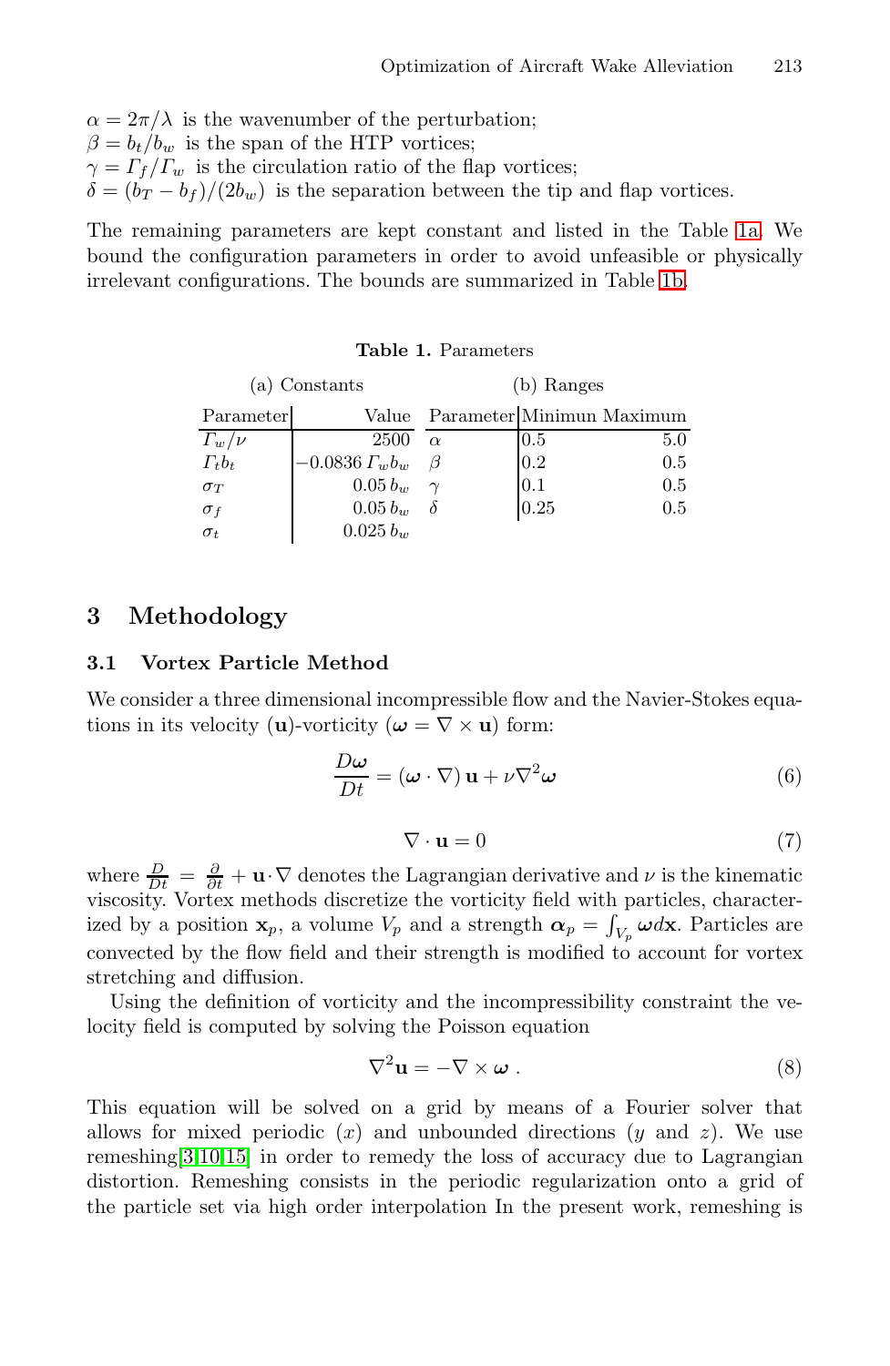$\alpha = 2\pi/\lambda$ is the wavenumber of the perturbation;
$\beta = b_t/b_w$ is the span of the HTP vortices;
$\gamma = \Gamma_f/\Gamma_w$ is the circulation ratio of the flap vortices;
$\delta = (b_T - b_f)/(2b_w)$ is the separation between the tip and flap vortices.

The remaining parameters are kept constant and listed in the Table 1a. We bound the configuration parameters in order to avoid unfeasible or physically irrelevant configurations. The bounds are summarized in Table 1b.

**Table 1.** Parameters

(a) Constants

| Parameter | Value |
|---|---|
| $\Gamma_w/\nu$ | 2500 |
| $\Gamma_t b_t$ | $-0.0836\,\Gamma_w b_w$ |
| $\sigma_T$ | $0.05\,b_w$ |
| $\sigma_f$ | $0.05\,b_w$ |
| $\sigma_t$ | $0.025\,b_w$ |

(b) Ranges

| Parameter | Minimun | Maximum |
|---|---|---|
| $\alpha$ | 0.5 | 5.0 |
| $\beta$ | 0.2 | 0.5 |
| $\gamma$ | 0.1 | 0.5 |
| $\delta$ | 0.25 | 0.5 |

## 3 Methodology

### 3.1 Vortex Particle Method

We consider a three dimensional incompressible flow and the Navier-Stokes equations in its velocity ($\mathbf{u}$)-vorticity ($\boldsymbol{\omega} = \nabla \times \mathbf{u}$) form:

$$\frac{D\boldsymbol{\omega}}{Dt} = (\boldsymbol{\omega} \cdot \nabla)\,\mathbf{u} + \nu \nabla^2 \boldsymbol{\omega} \tag{6}$$

$$\nabla \cdot \mathbf{u} = 0 \tag{7}$$

where $\frac{D}{Dt} = \frac{\partial}{\partial t} + \mathbf{u} \cdot \nabla$ denotes the Lagrangian derivative and $\nu$ is the kinematic viscosity. Vortex methods discretize the vorticity field with particles, characterized by a position $\mathbf{x}_p$, a volume $V_p$ and a strength $\boldsymbol{\alpha}_p = \int_{V_p} \boldsymbol{\omega} d\mathbf{x}$. Particles are convected by the flow field and their strength is modified to account for vortex stretching and diffusion.

Using the definition of vorticity and the incompressibility constraint the velocity field is computed by solving the Poisson equation

$$\nabla^2 \mathbf{u} = -\nabla \times \boldsymbol{\omega}\;. \tag{8}$$

This equation will be solved on a grid by means of a Fourier solver that allows for mixed periodic ($x$) and unbounded directions ($y$ and $z$). We use remeshing[3,10,15] in order to remedy the loss of accuracy due to Lagrangian distortion. Remeshing consists in the periodic regularization onto a grid of the particle set via high order interpolation In the present work, remeshing is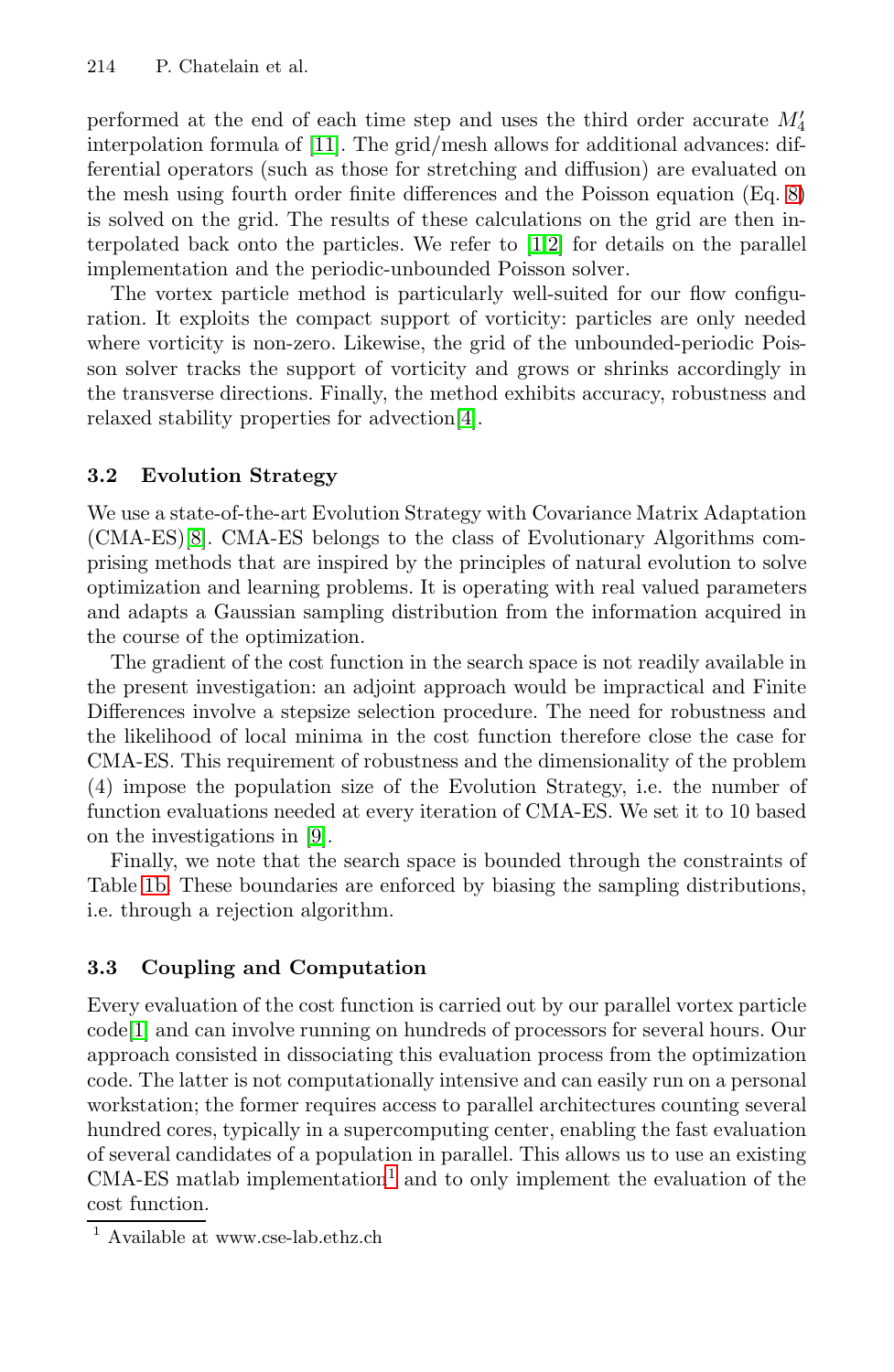performed at the end of each time step and uses the third order accurate $M_4'$ interpolation formula of [11]. The grid/mesh allows for additional advances: differential operators (such as those for stretching and diffusion) are evaluated on the mesh using fourth order finite differences and the Poisson equation (Eq. 8) is solved on the grid. The results of these calculations on the grid are then interpolated back onto the particles. We refer to [1,2] for details on the parallel implementation and the periodic-unbounded Poisson solver.

The vortex particle method is particularly well-suited for our flow configuration. It exploits the compact support of vorticity: particles are only needed where vorticity is non-zero. Likewise, the grid of the unbounded-periodic Poisson solver tracks the support of vorticity and grows or shrinks accordingly in the transverse directions. Finally, the method exhibits accuracy, robustness and relaxed stability properties for advection[4].

### 3.2 Evolution Strategy

We use a state-of-the-art Evolution Strategy with Covariance Matrix Adaptation (CMA-ES)[8]. CMA-ES belongs to the class of Evolutionary Algorithms comprising methods that are inspired by the principles of natural evolution to solve optimization and learning problems. It is operating with real valued parameters and adapts a Gaussian sampling distribution from the information acquired in the course of the optimization.

The gradient of the cost function in the search space is not readily available in the present investigation: an adjoint approach would be impractical and Finite Differences involve a stepsize selection procedure. The need for robustness and the likelihood of local minima in the cost function therefore close the case for CMA-ES. This requirement of robustness and the dimensionality of the problem (4) impose the population size of the Evolution Strategy, i.e. the number of function evaluations needed at every iteration of CMA-ES. We set it to 10 based on the investigations in [9].

Finally, we note that the search space is bounded through the constraints of Table 1b. These boundaries are enforced by biasing the sampling distributions, i.e. through a rejection algorithm.

### 3.3 Coupling and Computation

Every evaluation of the cost function is carried out by our parallel vortex particle code[1] and can involve running on hundreds of processors for several hours. Our approach consisted in dissociating this evaluation process from the optimization code. The latter is not computationally intensive and can easily run on a personal workstation; the former requires access to parallel architectures counting several hundred cores, typically in a supercomputing center, enabling the fast evaluation of several candidates of a population in parallel. This allows us to use an existing CMA-ES matlab implementation[1] and to only implement the evaluation of the cost function.

[1] Available at www.cse-lab.ethz.ch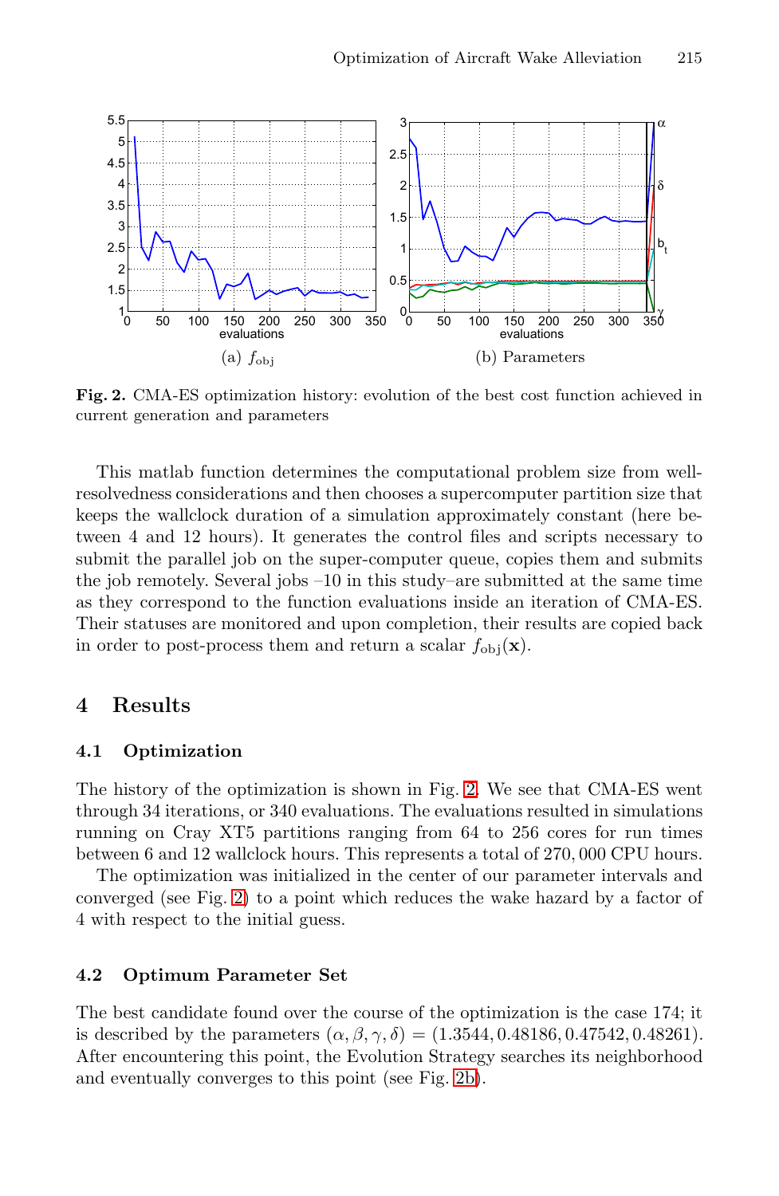(a) $f_{\text{obj}}$

(b) Parameters

**Fig. 2.** CMA-ES optimization history: evolution of the best cost function achieved in current generation and parameters

This matlab function determines the computational problem size from well-resolvedness considerations and then chooses a supercomputer partition size that keeps the wallclock duration of a simulation approximately constant (here between 4 and 12 hours). It generates the control files and scripts necessary to submit the parallel job on the super-computer queue, copies them and submits the job remotely. Several jobs –10 in this study– are submitted at the same time as they correspond to the function evaluations inside an iteration of CMA-ES. Their statuses are monitored and upon completion, their results are copied back in order to post-process them and return a scalar $f_{\text{obj}}(\mathbf{x})$.

## 4 Results

### 4.1 Optimization

The history of the optimization is shown in Fig. 2. We see that CMA-ES went through 34 iterations, or 340 evaluations. The evaluations resulted in simulations running on Cray XT5 partitions ranging from 64 to 256 cores for run times between 6 and 12 wallclock hours. This represents a total of 270,000 CPU hours.

The optimization was initialized in the center of our parameter intervals and converged (see Fig. 2) to a point which reduces the wake hazard by a factor of 4 with respect to the initial guess.

### 4.2 Optimum Parameter Set

The best candidate found over the course of the optimization is the case 174; it is described by the parameters $(\alpha, \beta, \gamma, \delta) = (1.3544, 0.48186, 0.47542, 0.48261)$. After encountering this point, the Evolution Strategy searches its neighborhood and eventually converges to this point (see Fig. 2b).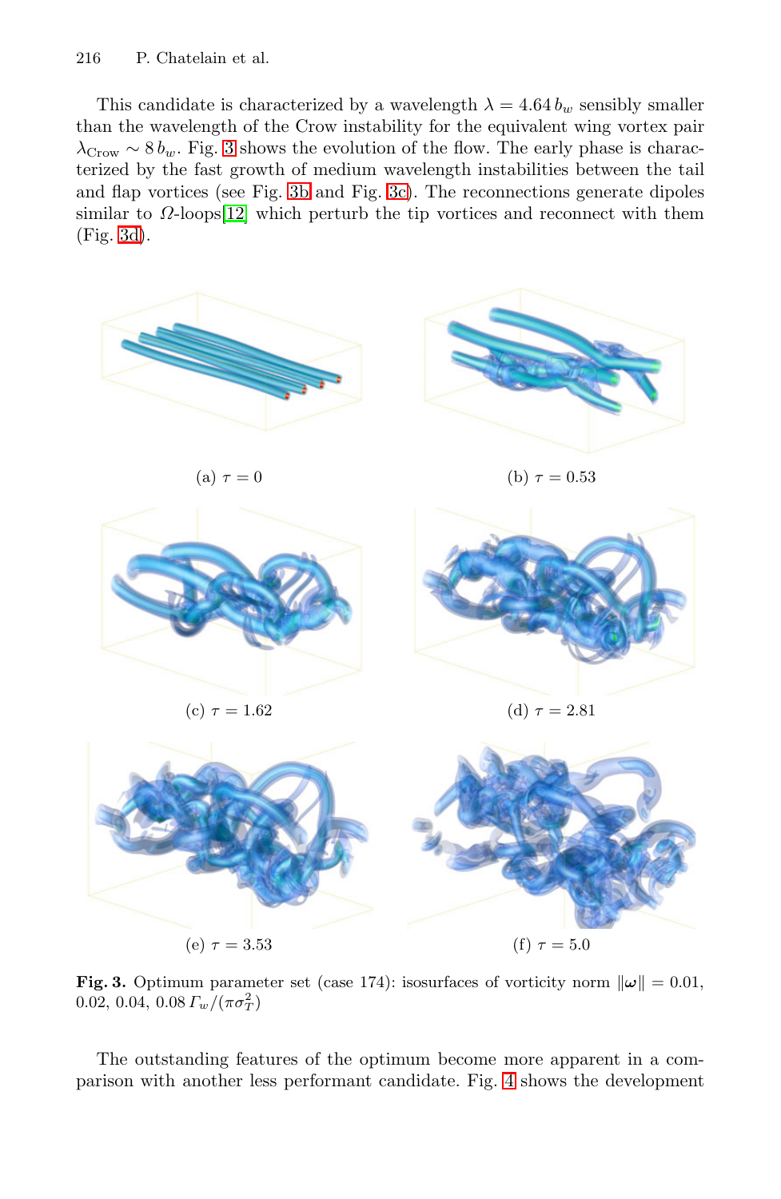This candidate is characterized by a wavelength $\lambda = 4.64\, b_w$ sensibly smaller than the wavelength of the Crow instability for the equivalent wing vortex pair $\lambda_{\text{Crow}} \sim 8\, b_w$. Fig. 3 shows the evolution of the flow. The early phase is characterized by the fast growth of medium wavelength instabilities between the tail and flap vortices (see Fig. 3b and Fig. 3c). The reconnections generate dipoles similar to $\Omega$-loops[12] which perturb the tip vortices and reconnect with them (Fig. 3d).

(a) $\tau = 0$

(b) $\tau = 0.53$

(c) $\tau = 1.62$

(d) $\tau = 2.81$

(e) $\tau = 3.53$

(f) $\tau = 5.0$

**Fig. 3.** Optimum parameter set (case 174): isosurfaces of vorticity norm $\|\boldsymbol{\omega}\| = 0.01$, 0.02, 0.04, $0.08\, \Gamma_w/(\pi\sigma_T^2)$

The outstanding features of the optimum become more apparent in a comparison with another less performant candidate. Fig. 4 shows the development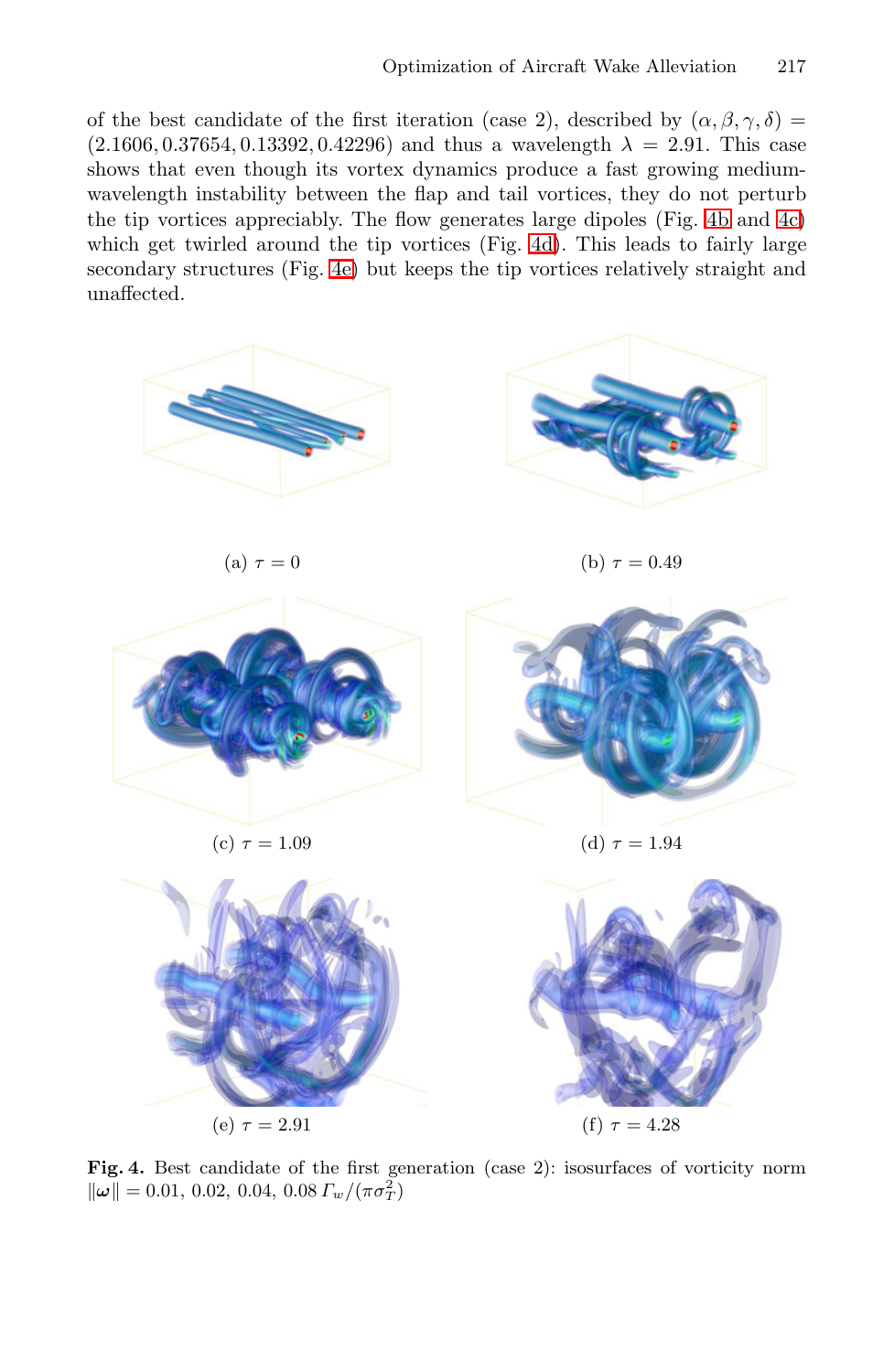of the best candidate of the first iteration (case 2), described by $(\alpha, \beta, \gamma, \delta) = (2.1606, 0.37654, 0.13392, 0.42296)$ and thus a wavelength $\lambda = 2.91$. This case shows that even though its vortex dynamics produce a fast growing medium-wavelength instability between the flap and tail vortices, they do not perturb the tip vortices appreciably. The flow generates large dipoles (Fig. 4b and 4c) which get twirled around the tip vortices (Fig. 4d). This leads to fairly large secondary structures (Fig. 4e) but keeps the tip vortices relatively straight and unaffected.

(a) $\tau = 0$

(b) $\tau = 0.49$

(c) $\tau = 1.09$

(d) $\tau = 1.94$

(e) $\tau = 2.91$

(f) $\tau = 4.28$

**Fig. 4.** Best candidate of the first generation (case 2): isosurfaces of vorticity norm $\|\boldsymbol{\omega}\| = 0.01,\ 0.02,\ 0.04,\ 0.08\ \Gamma_w/(\pi\sigma_T^2)$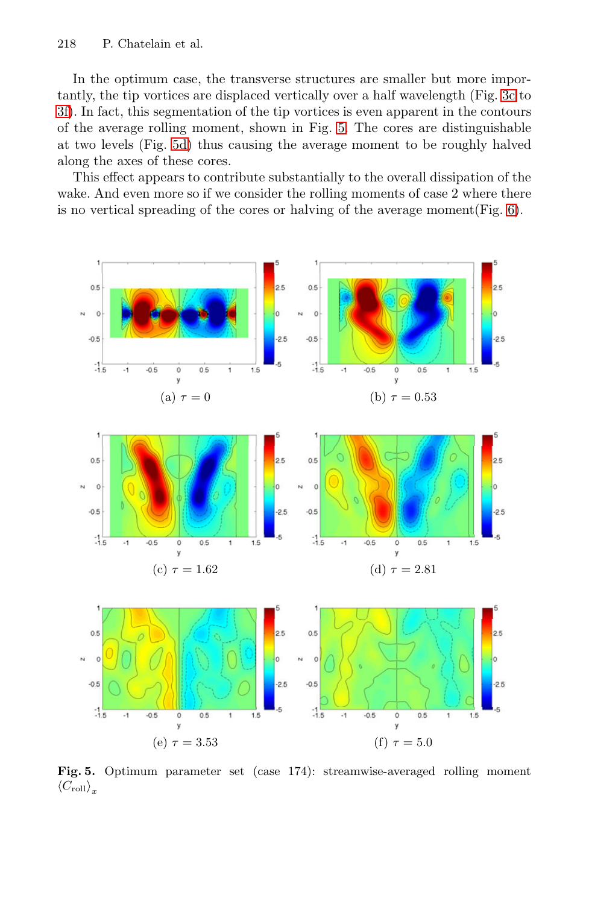In the optimum case, the transverse structures are smaller but more importantly, the tip vortices are displaced vertically over a half wavelength (Fig. 3c to 3f). In fact, this segmentation of the tip vortices is even apparent in the contours of the average rolling moment, shown in Fig. 5. The cores are distinguishable at two levels (Fig. 5d) thus causing the average moment to be roughly halved along the axes of these cores.

This effect appears to contribute substantially to the overall dissipation of the wake. And even more so if we consider the rolling moments of case 2 where there is no vertical spreading of the cores or halving of the average moment(Fig. 6).

(a) $\tau = 0$

(b) $\tau = 0.53$

(c) $\tau = 1.62$

(d) $\tau = 2.81$

(e) $\tau = 3.53$

(f) $\tau = 5.0$

**Fig. 5.** Optimum parameter set (case 174): streamwise-averaged rolling moment $\langle C_{\mathrm{roll}} \rangle_x$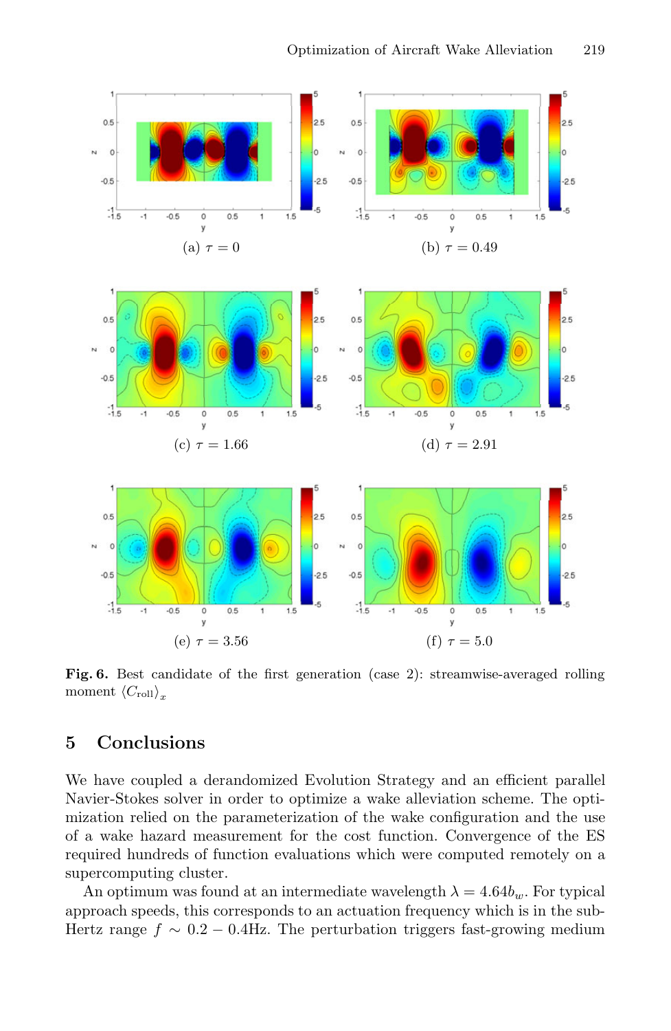(a) $\tau = 0$

(b) $\tau = 0.49$

(c) $\tau = 1.66$

(d) $\tau = 2.91$

(e) $\tau = 3.56$

(f) $\tau = 5.0$

**Fig. 6.** Best candidate of the first generation (case 2): streamwise-averaged rolling moment $\langle C_{\mathrm{roll}} \rangle_x$

## 5 Conclusions

We have coupled a derandomized Evolution Strategy and an efficient parallel Navier-Stokes solver in order to optimize a wake alleviation scheme. The optimization relied on the parameterization of the wake configuration and the use of a wake hazard measurement for the cost function. Convergence of the ES required hundreds of function evaluations which were computed remotely on a supercomputing cluster.

An optimum was found at an intermediate wavelength $\lambda = 4.64 b_w$. For typical approach speeds, this corresponds to an actuation frequency which is in the sub-Hertz range $f \sim 0.2 - 0.4\mathrm{Hz}$. The perturbation triggers fast-growing medium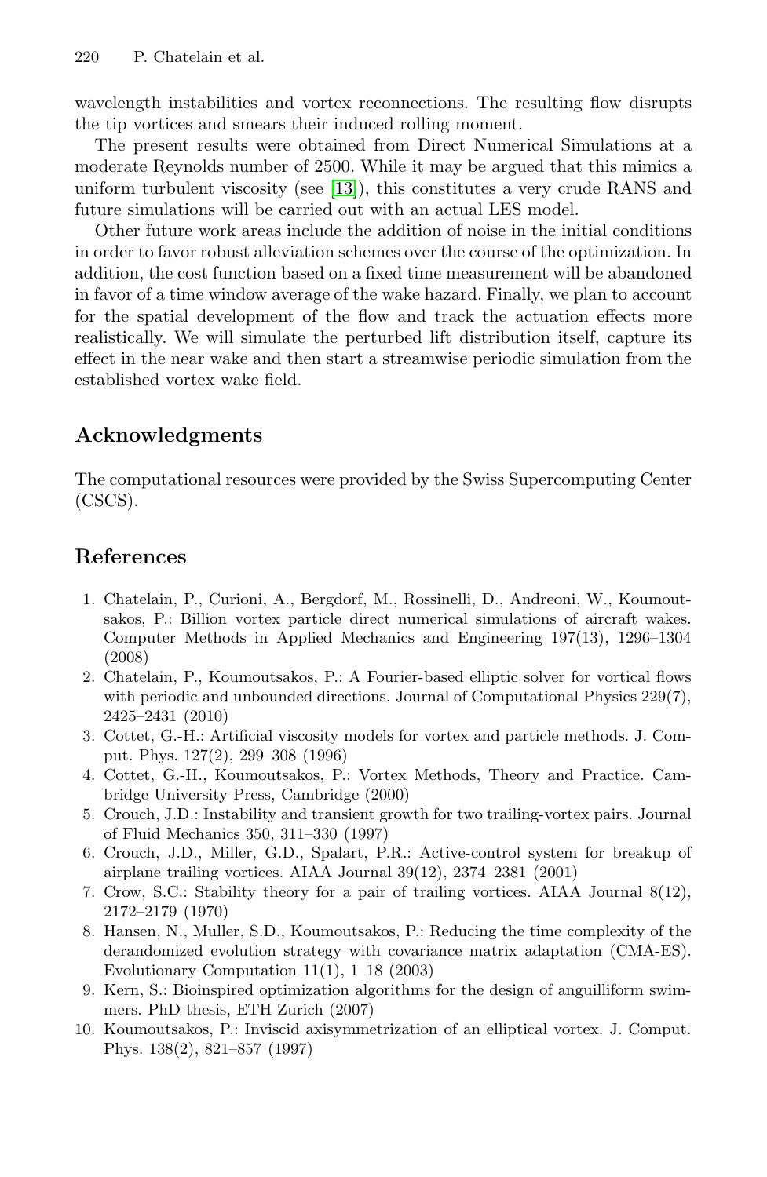wavelength instabilities and vortex reconnections. The resulting flow disrupts the tip vortices and smears their induced rolling moment.

The present results were obtained from Direct Numerical Simulations at a moderate Reynolds number of 2500. While it may be argued that this mimics a uniform turbulent viscosity (see [13]), this constitutes a very crude RANS and future simulations will be carried out with an actual LES model.

Other future work areas include the addition of noise in the initial conditions in order to favor robust alleviation schemes over the course of the optimization. In addition, the cost function based on a fixed time measurement will be abandoned in favor of a time window average of the wake hazard. Finally, we plan to account for the spatial development of the flow and track the actuation effects more realistically. We will simulate the perturbed lift distribution itself, capture its effect in the near wake and then start a streamwise periodic simulation from the established vortex wake field.

## Acknowledgments

The computational resources were provided by the Swiss Supercomputing Center (CSCS).

## References

1. Chatelain, P., Curioni, A., Bergdorf, M., Rossinelli, D., Andreoni, W., Koumoutsakos, P.: Billion vortex particle direct numerical simulations of aircraft wakes. Computer Methods in Applied Mechanics and Engineering 197(13), 1296–1304 (2008)
2. Chatelain, P., Koumoutsakos, P.: A Fourier-based elliptic solver for vortical flows with periodic and unbounded directions. Journal of Computational Physics 229(7), 2425–2431 (2010)
3. Cottet, G.-H.: Artificial viscosity models for vortex and particle methods. J. Comput. Phys. 127(2), 299–308 (1996)
4. Cottet, G.-H., Koumoutsakos, P.: Vortex Methods, Theory and Practice. Cambridge University Press, Cambridge (2000)
5. Crouch, J.D.: Instability and transient growth for two trailing-vortex pairs. Journal of Fluid Mechanics 350, 311–330 (1997)
6. Crouch, J.D., Miller, G.D., Spalart, P.R.: Active-control system for breakup of airplane trailing vortices. AIAA Journal 39(12), 2374–2381 (2001)
7. Crow, S.C.: Stability theory for a pair of trailing vortices. AIAA Journal 8(12), 2172–2179 (1970)
8. Hansen, N., Muller, S.D., Koumoutsakos, P.: Reducing the time complexity of the derandomized evolution strategy with covariance matrix adaptation (CMA-ES). Evolutionary Computation 11(1), 1–18 (2003)
9. Kern, S.: Bioinspired optimization algorithms for the design of anguilliform swimmers. PhD thesis, ETH Zurich (2007)
10. Koumoutsakos, P.: Inviscid axisymmetrization of an elliptical vortex. J. Comput. Phys. 138(2), 821–857 (1997)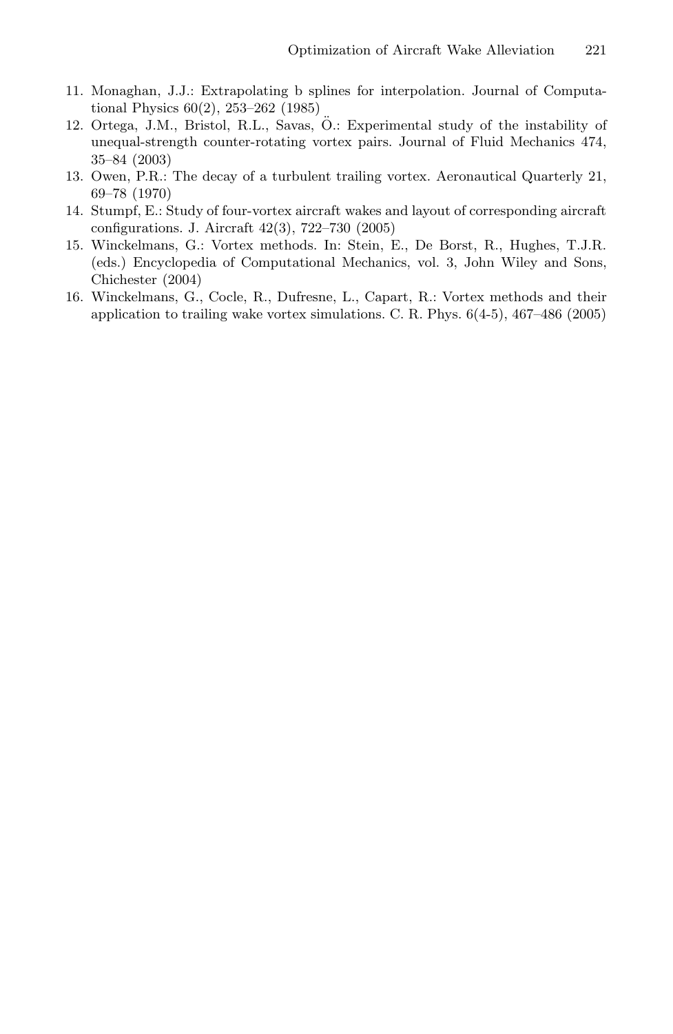11. Monaghan, J.J.: Extrapolating b splines for interpolation. Journal of Computational Physics 60(2), 253–262 (1985)
12. Ortega, J.M., Bristol, R.L., Savas, Ö.: Experimental study of the instability of unequal-strength counter-rotating vortex pairs. Journal of Fluid Mechanics 474, 35–84 (2003)
13. Owen, P.R.: The decay of a turbulent trailing vortex. Aeronautical Quarterly 21, 69–78 (1970)
14. Stumpf, E.: Study of four-vortex aircraft wakes and layout of corresponding aircraft configurations. J. Aircraft 42(3), 722–730 (2005)
15. Winckelmans, G.: Vortex methods. In: Stein, E., De Borst, R., Hughes, T.J.R. (eds.) Encyclopedia of Computational Mechanics, vol. 3, John Wiley and Sons, Chichester (2004)
16. Winckelmans, G., Cocle, R., Dufresne, L., Capart, R.: Vortex methods and their application to trailing wake vortex simulations. C. R. Phys. 6(4-5), 467–486 (2005)